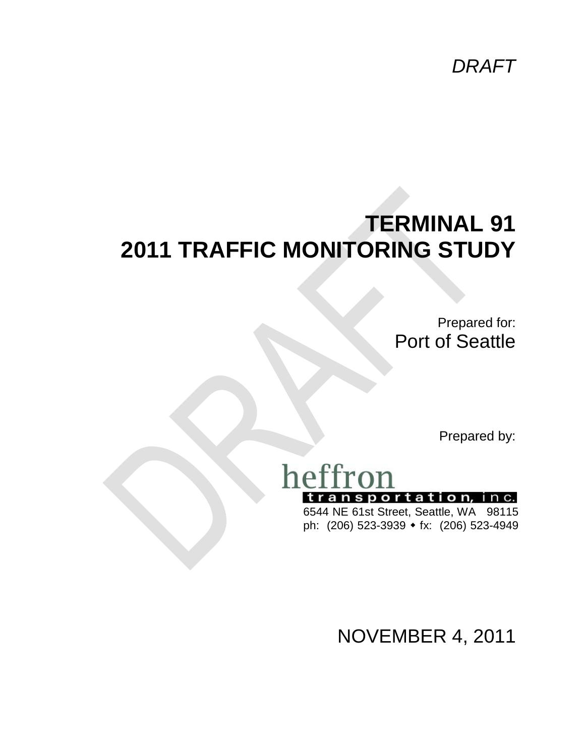*DRAFT*

# TERMINAL 91
# 2011 TRAFFIC MONITORING STUDY

Prepared for:
Port of Seattle

Prepared by:

heffron
transportation, inc.
6544 NE 61st Street, Seattle, WA 98115
ph: (206) 523-3939 ◆ fx: (206) 523-4949

NOVEMBER 4, 2011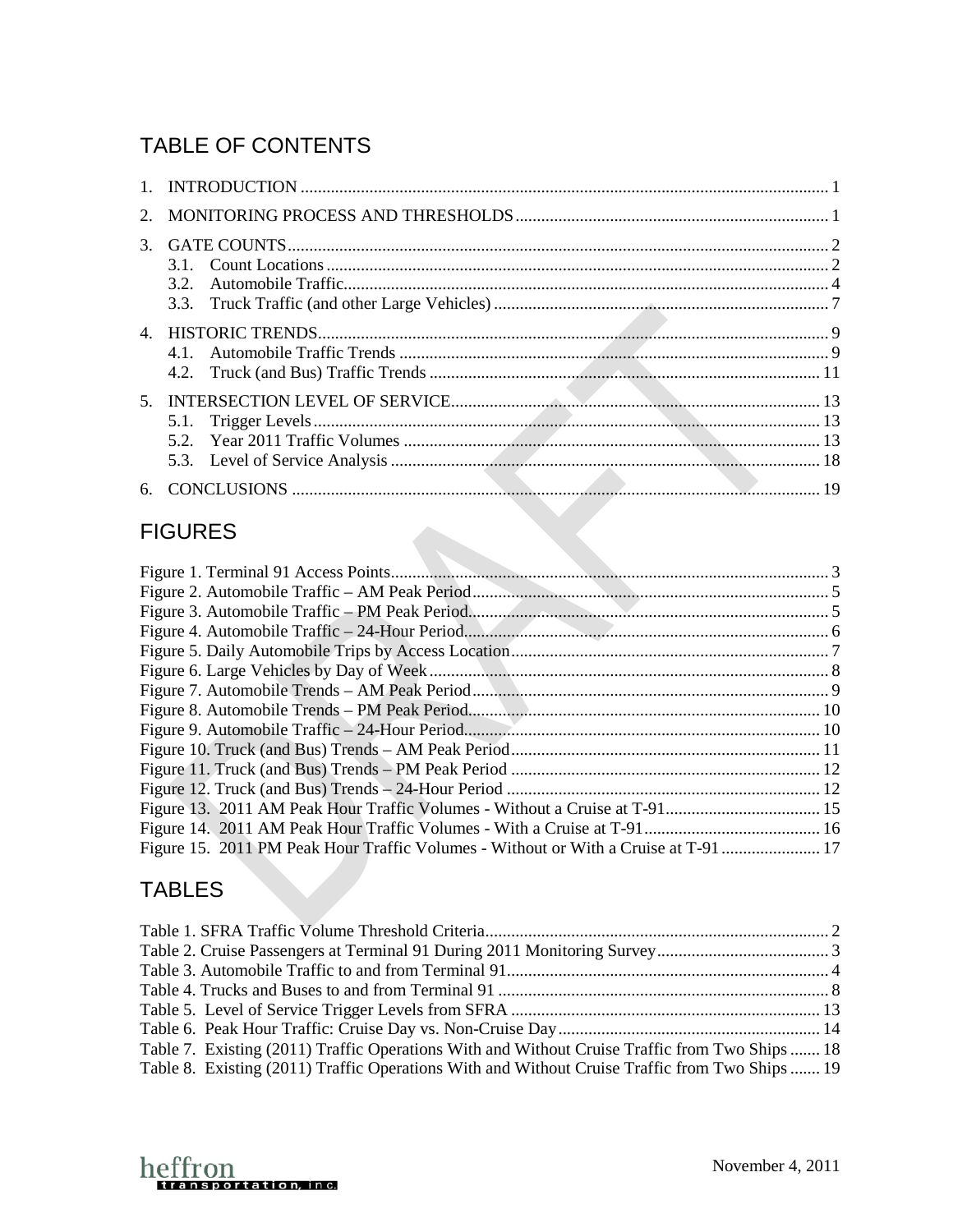# TABLE OF CONTENTS

1. INTRODUCTION .......... 1
2. MONITORING PROCESS AND THRESHOLDS .......... 1
3. GATE COUNTS .......... 2
   - 3.1. Count Locations .......... 2
   - 3.2. Automobile Traffic .......... 4
   - 3.3. Truck Traffic (and other Large Vehicles) .......... 7
4. HISTORIC TRENDS .......... 9
   - 4.1. Automobile Traffic Trends .......... 9
   - 4.2. Truck (and Bus) Traffic Trends .......... 11
5. INTERSECTION LEVEL OF SERVICE .......... 13
   - 5.1. Trigger Levels .......... 13
   - 5.2. Year 2011 Traffic Volumes .......... 13
   - 5.3. Level of Service Analysis .......... 18
6. CONCLUSIONS .......... 19

# FIGURES

Figure 1. Terminal 91 Access Points .......... 3
Figure 2. Automobile Traffic – AM Peak Period .......... 5
Figure 3. Automobile Traffic – PM Peak Period .......... 5
Figure 4. Automobile Traffic – 24-Hour Period .......... 6
Figure 5. Daily Automobile Trips by Access Location .......... 7
Figure 6. Large Vehicles by Day of Week .......... 8
Figure 7. Automobile Trends – AM Peak Period .......... 9
Figure 8. Automobile Trends – PM Peak Period .......... 10
Figure 9. Automobile Traffic – 24-Hour Period .......... 10
Figure 10. Truck (and Bus) Trends – AM Peak Period .......... 11
Figure 11. Truck (and Bus) Trends – PM Peak Period .......... 12
Figure 12. Truck (and Bus) Trends – 24-Hour Period .......... 12
Figure 13. 2011 AM Peak Hour Traffic Volumes - Without a Cruise at T-91 .......... 15
Figure 14. 2011 AM Peak Hour Traffic Volumes - With a Cruise at T-91 .......... 16
Figure 15. 2011 PM Peak Hour Traffic Volumes - Without or With a Cruise at T-91 .......... 17

# TABLES

Table 1. SFRA Traffic Volume Threshold Criteria .......... 2
Table 2. Cruise Passengers at Terminal 91 During 2011 Monitoring Survey .......... 3
Table 3. Automobile Traffic to and from Terminal 91 .......... 4
Table 4. Trucks and Buses to and from Terminal 91 .......... 8
Table 5. Level of Service Trigger Levels from SFRA .......... 13
Table 6. Peak Hour Traffic: Cruise Day vs. Non-Cruise Day .......... 14
Table 7. Existing (2011) Traffic Operations With and Without Cruise Traffic from Two Ships .......... 18
Table 8. Existing (2011) Traffic Operations With and Without Cruise Traffic from Two Ships .......... 19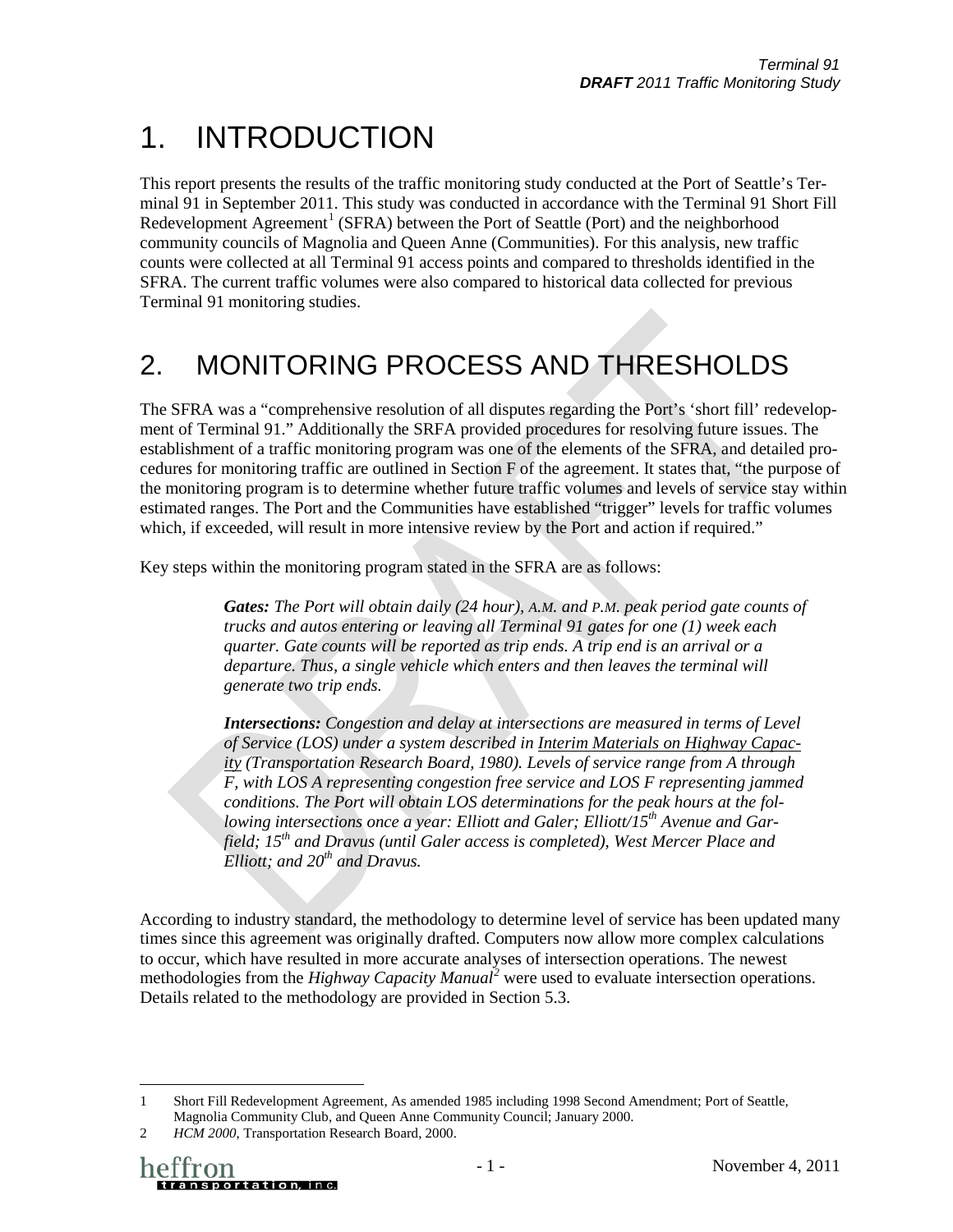# 1. INTRODUCTION

This report presents the results of the traffic monitoring study conducted at the Port of Seattle's Terminal 91 in September 2011. This study was conducted in accordance with the Terminal 91 Short Fill Redevelopment Agreement[1] (SFRA) between the Port of Seattle (Port) and the neighborhood community councils of Magnolia and Queen Anne (Communities). For this analysis, new traffic counts were collected at all Terminal 91 access points and compared to thresholds identified in the SFRA. The current traffic volumes were also compared to historical data collected for previous Terminal 91 monitoring studies.

# 2. MONITORING PROCESS AND THRESHOLDS

The SFRA was a "comprehensive resolution of all disputes regarding the Port's 'short fill' redevelopment of Terminal 91." Additionally the SRFA provided procedures for resolving future issues. The establishment of a traffic monitoring program was one of the elements of the SFRA, and detailed procedures for monitoring traffic are outlined in Section F of the agreement. It states that, "the purpose of the monitoring program is to determine whether future traffic volumes and levels of service stay within estimated ranges. The Port and the Communities have established "trigger" levels for traffic volumes which, if exceeded, will result in more intensive review by the Port and action if required."

Key steps within the monitoring program stated in the SFRA are as follows:

> ***Gates:*** *The Port will obtain daily (24 hour), A.M. and P.M. peak period gate counts of trucks and autos entering or leaving all Terminal 91 gates for one (1) week each quarter. Gate counts will be reported as trip ends. A trip end is an arrival or a departure. Thus, a single vehicle which enters and then leaves the terminal will generate two trip ends.*
>
> ***Intersections:*** *Congestion and delay at intersections are measured in terms of Level of Service (LOS) under a system described in Interim Materials on Highway Capacity (Transportation Research Board, 1980). Levels of service range from A through F, with LOS A representing congestion free service and LOS F representing jammed conditions. The Port will obtain LOS determinations for the peak hours at the following intersections once a year: Elliott and Galer; Elliott/15th Avenue and Garfield; 15th and Dravus (until Galer access is completed), West Mercer Place and Elliott; and 20th and Dravus.*

According to industry standard, the methodology to determine level of service has been updated many times since this agreement was originally drafted. Computers now allow more complex calculations to occur, which have resulted in more accurate analyses of intersection operations. The newest methodologies from the *Highway Capacity Manual*[2] were used to evaluate intersection operations. Details related to the methodology are provided in Section 5.3.

---

1 Short Fill Redevelopment Agreement, As amended 1985 including 1998 Second Amendment; Port of Seattle, Magnolia Community Club, and Queen Anne Community Council; January 2000.

2 *HCM 2000*, Transportation Research Board, 2000.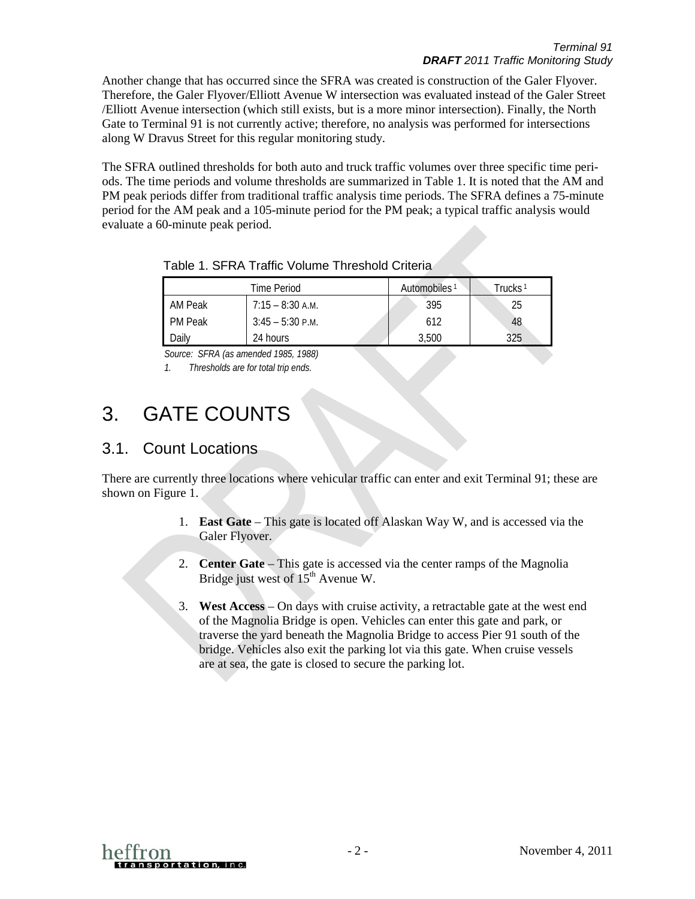Another change that has occurred since the SFRA was created is construction of the Galer Flyover. Therefore, the Galer Flyover/Elliott Avenue W intersection was evaluated instead of the Galer Street /Elliott Avenue intersection (which still exists, but is a more minor intersection). Finally, the North Gate to Terminal 91 is not currently active; therefore, no analysis was performed for intersections along W Dravus Street for this regular monitoring study.

The SFRA outlined thresholds for both auto and truck traffic volumes over three specific time periods. The time periods and volume thresholds are summarized in Table 1. It is noted that the AM and PM peak periods differ from traditional traffic analysis time periods. The SFRA defines a 75-minute period for the AM peak and a 105-minute period for the PM peak; a typical traffic analysis would evaluate a 60-minute peak period.

Table 1. SFRA Traffic Volume Threshold Criteria

| Time Period | | Automobiles [1] | Trucks [1] |
|---|---|---|---|
| AM Peak | 7:15 – 8:30 A.M. | 395 | 25 |
| PM Peak | 3:45 – 5:30 P.M. | 612 | 48 |
| Daily | 24 hours | 3,500 | 325 |

*Source: SFRA (as amended 1985, 1988)*

*1. Thresholds are for total trip ends.*

# 3. GATE COUNTS

## 3.1. Count Locations

There are currently three locations where vehicular traffic can enter and exit Terminal 91; these are shown on Figure 1.

1. **East Gate** – This gate is located off Alaskan Way W, and is accessed via the Galer Flyover.
2. **Center Gate** – This gate is accessed via the center ramps of the Magnolia Bridge just west of 15th Avenue W.
3. **West Access** – On days with cruise activity, a retractable gate at the west end of the Magnolia Bridge is open. Vehicles can enter this gate and park, or traverse the yard beneath the Magnolia Bridge to access Pier 91 south of the bridge. Vehicles also exit the parking lot via this gate. When cruise vessels are at sea, the gate is closed to secure the parking lot.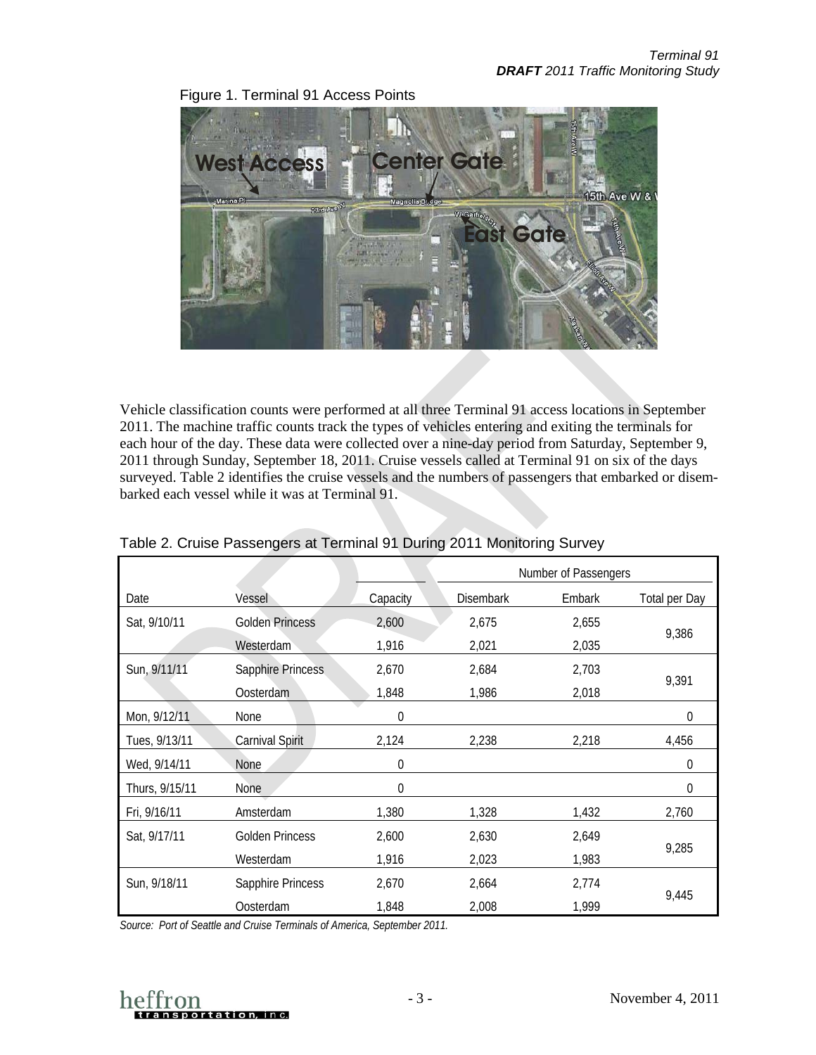Figure 1. Terminal 91 Access Points

Vehicle classification counts were performed at all three Terminal 91 access locations in September 2011. The machine traffic counts track the types of vehicles entering and exiting the terminals for each hour of the day. These data were collected over a nine-day period from Saturday, September 9, 2011 through Sunday, September 18, 2011. Cruise vessels called at Terminal 91 on six of the days surveyed. Table 2 identifies the cruise vessels and the numbers of passengers that embarked or disembarked each vessel while it was at Terminal 91.

Table 2. Cruise Passengers at Terminal 91 During 2011 Monitoring Survey

| | | | Number of Passengers | | |
|---|---|---|---|---|---|
| Date | Vessel | Capacity | Disembark | Embark | Total per Day |
| Sat, 9/10/11 | Golden Princess | 2,600 | 2,675 | 2,655 | 9,386 |
| | Westerdam | 1,916 | 2,021 | 2,035 | |
| Sun, 9/11/11 | Sapphire Princess | 2,670 | 2,684 | 2,703 | 9,391 |
| | Oosterdam | 1,848 | 1,986 | 2,018 | |
| Mon, 9/12/11 | None | 0 | | | 0 |
| Tues, 9/13/11 | Carnival Spirit | 2,124 | 2,238 | 2,218 | 4,456 |
| Wed, 9/14/11 | None | 0 | | | 0 |
| Thurs, 9/15/11 | None | 0 | | | 0 |
| Fri, 9/16/11 | Amsterdam | 1,380 | 1,328 | 1,432 | 2,760 |
| Sat, 9/17/11 | Golden Princess | 2,600 | 2,630 | 2,649 | 9,285 |
| | Westerdam | 1,916 | 2,023 | 1,983 | |
| Sun, 9/18/11 | Sapphire Princess | 2,670 | 2,664 | 2,774 | 9,445 |
| | Oosterdam | 1,848 | 2,008 | 1,999 | |

*Source: Port of Seattle and Cruise Terminals of America, September 2011.*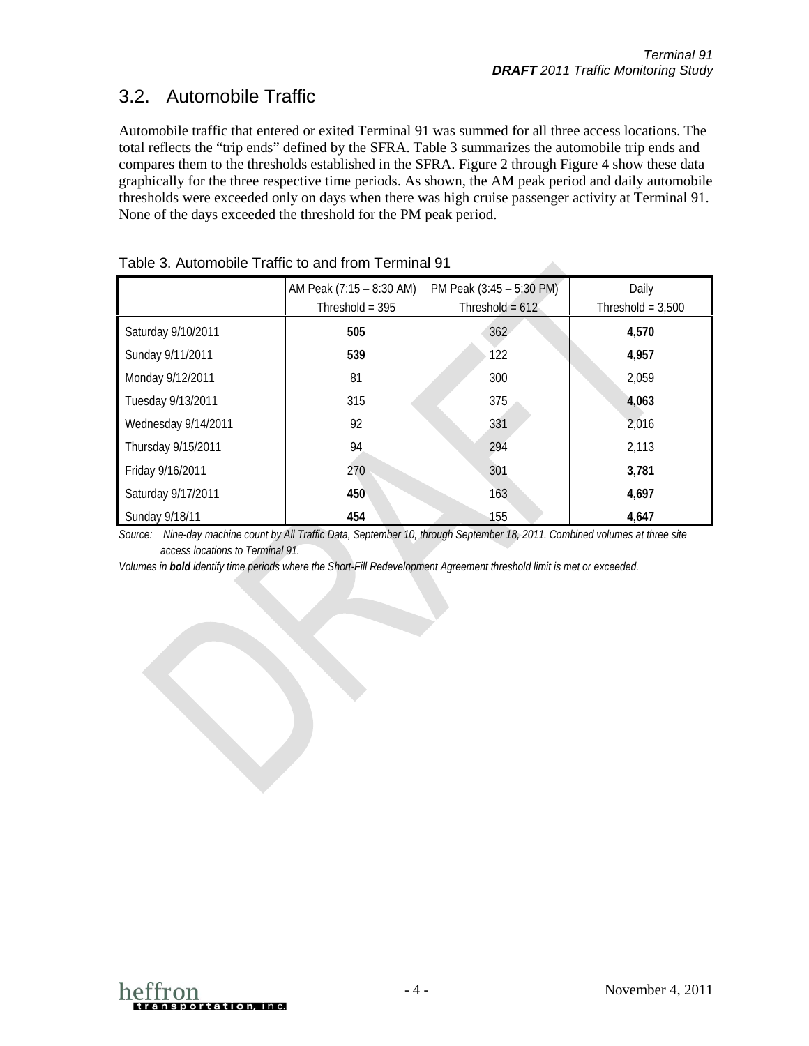## 3.2. Automobile Traffic

Automobile traffic that entered or exited Terminal 91 was summed for all three access locations. The total reflects the "trip ends" defined by the SFRA. Table 3 summarizes the automobile trip ends and compares them to the thresholds established in the SFRA. Figure 2 through Figure 4 show these data graphically for the three respective time periods. As shown, the AM peak period and daily automobile thresholds were exceeded only on days when there was high cruise passenger activity at Terminal 91. None of the days exceeded the threshold for the PM peak period.

Table 3. Automobile Traffic to and from Terminal 91

| | AM Peak (7:15 – 8:30 AM) Threshold = 395 | PM Peak (3:45 – 5:30 PM) Threshold = 612 | Daily Threshold = 3,500 |
|---|---|---|---|
| Saturday 9/10/2011 | **505** | 362 | **4,570** |
| Sunday 9/11/2011 | **539** | 122 | **4,957** |
| Monday 9/12/2011 | 81 | 300 | 2,059 |
| Tuesday 9/13/2011 | 315 | 375 | **4,063** |
| Wednesday 9/14/2011 | 92 | 331 | 2,016 |
| Thursday 9/15/2011 | 94 | 294 | 2,113 |
| Friday 9/16/2011 | 270 | 301 | **3,781** |
| Saturday 9/17/2011 | **450** | 163 | **4,697** |
| Sunday 9/18/11 | **454** | 155 | **4,647** |

*Source: Nine-day machine count by All Traffic Data, September 10, through September 18, 2011. Combined volumes at three site access locations to Terminal 91.*

*Volumes in **bold** identify time periods where the Short-Fill Redevelopment Agreement threshold limit is met or exceeded.*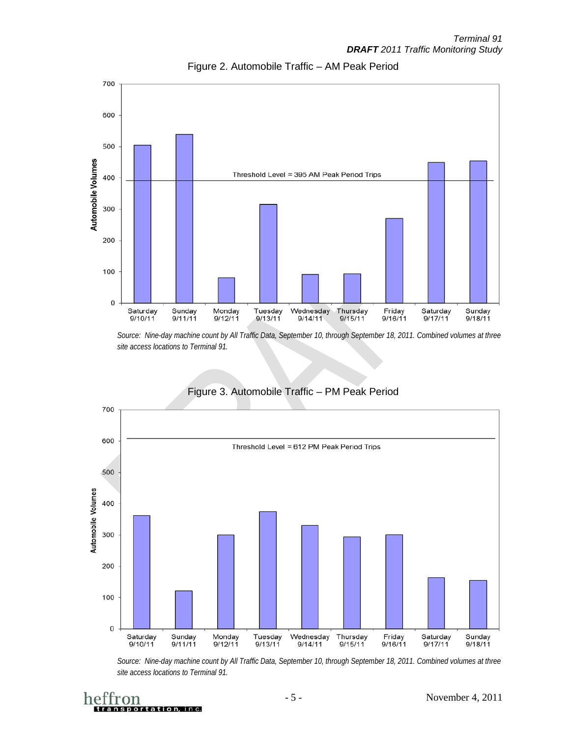Figure 2. Automobile Traffic – AM Peak Period

*Source: Nine-day machine count by All Traffic Data, September 10, through September 18, 2011. Combined volumes at three site access locations to Terminal 91.*

Figure 3. Automobile Traffic – PM Peak Period

*Source: Nine-day machine count by All Traffic Data, September 10, through September 18, 2011. Combined volumes at three site access locations to Terminal 91.*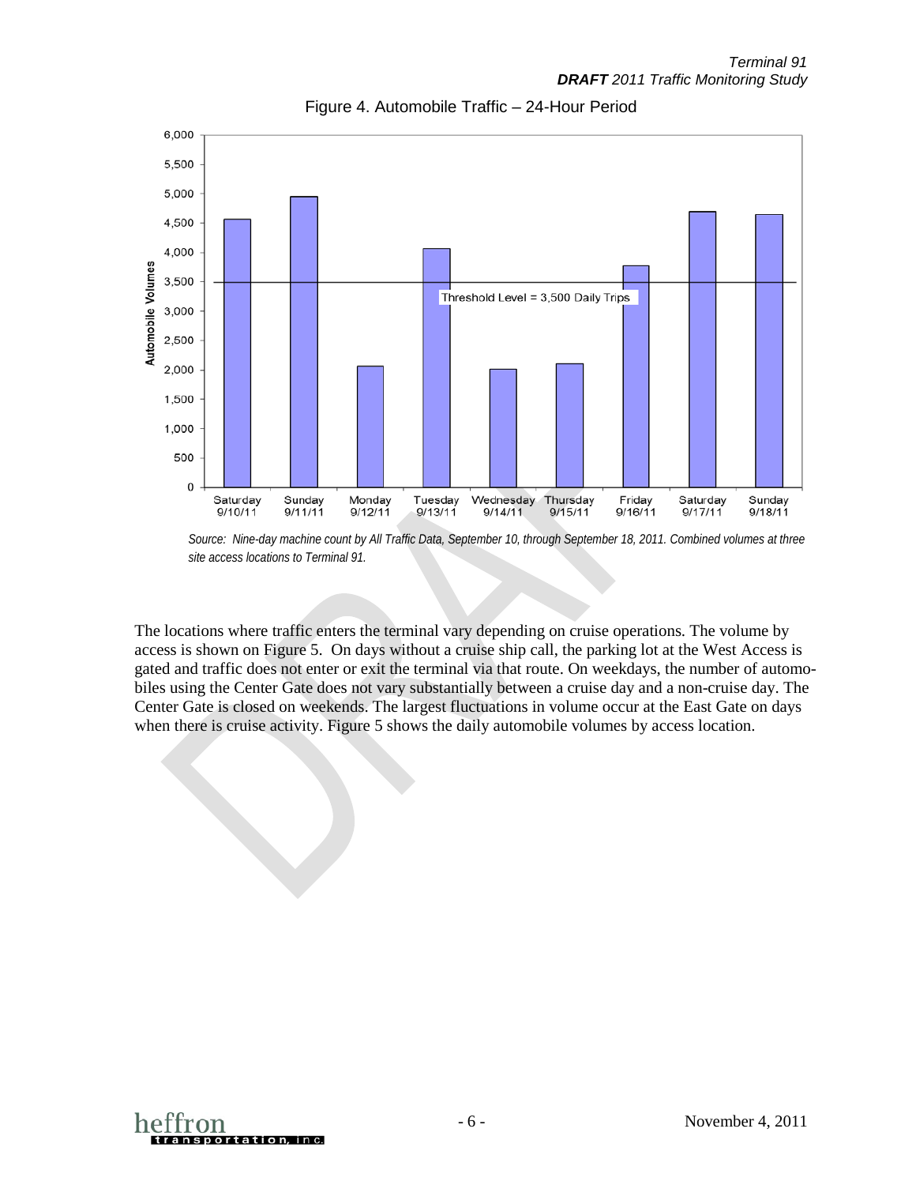Figure 4. Automobile Traffic – 24-Hour Period

*Source: Nine-day machine count by All Traffic Data, September 10, through September 18, 2011. Combined volumes at three site access locations to Terminal 91.*

The locations where traffic enters the terminal vary depending on cruise operations. The volume by access is shown on Figure 5. On days without a cruise ship call, the parking lot at the West Access is gated and traffic does not enter or exit the terminal via that route. On weekdays, the number of automobiles using the Center Gate does not vary substantially between a cruise day and a non-cruise day. The Center Gate is closed on weekends. The largest fluctuations in volume occur at the East Gate on days when there is cruise activity. Figure 5 shows the daily automobile volumes by access location.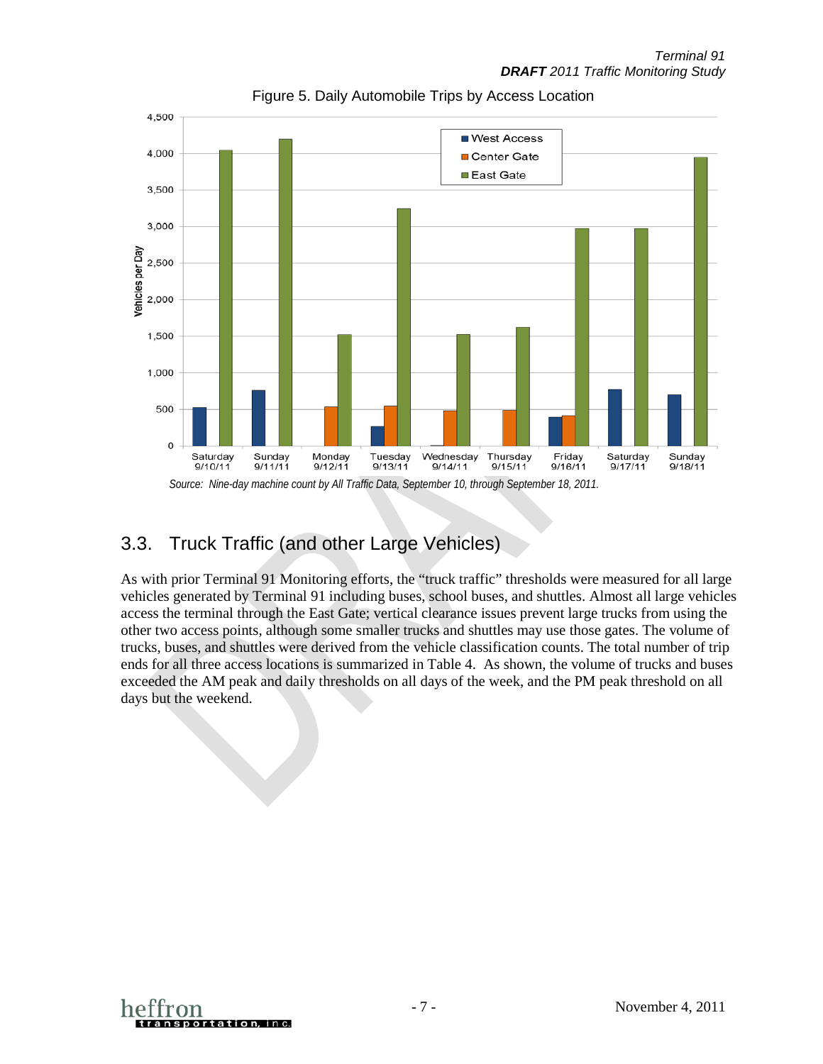Figure 5. Daily Automobile Trips by Access Location

*Source: Nine-day machine count by All Traffic Data, September 10, through September 18, 2011.*

## 3.3. Truck Traffic (and other Large Vehicles)

As with prior Terminal 91 Monitoring efforts, the "truck traffic" thresholds were measured for all large vehicles generated by Terminal 91 including buses, school buses, and shuttles. Almost all large vehicles access the terminal through the East Gate; vertical clearance issues prevent large trucks from using the other two access points, although some smaller trucks and shuttles may use those gates. The volume of trucks, buses, and shuttles were derived from the vehicle classification counts. The total number of trip ends for all three access locations is summarized in Table 4. As shown, the volume of trucks and buses exceeded the AM peak and daily thresholds on all days of the week, and the PM peak threshold on all days but the weekend.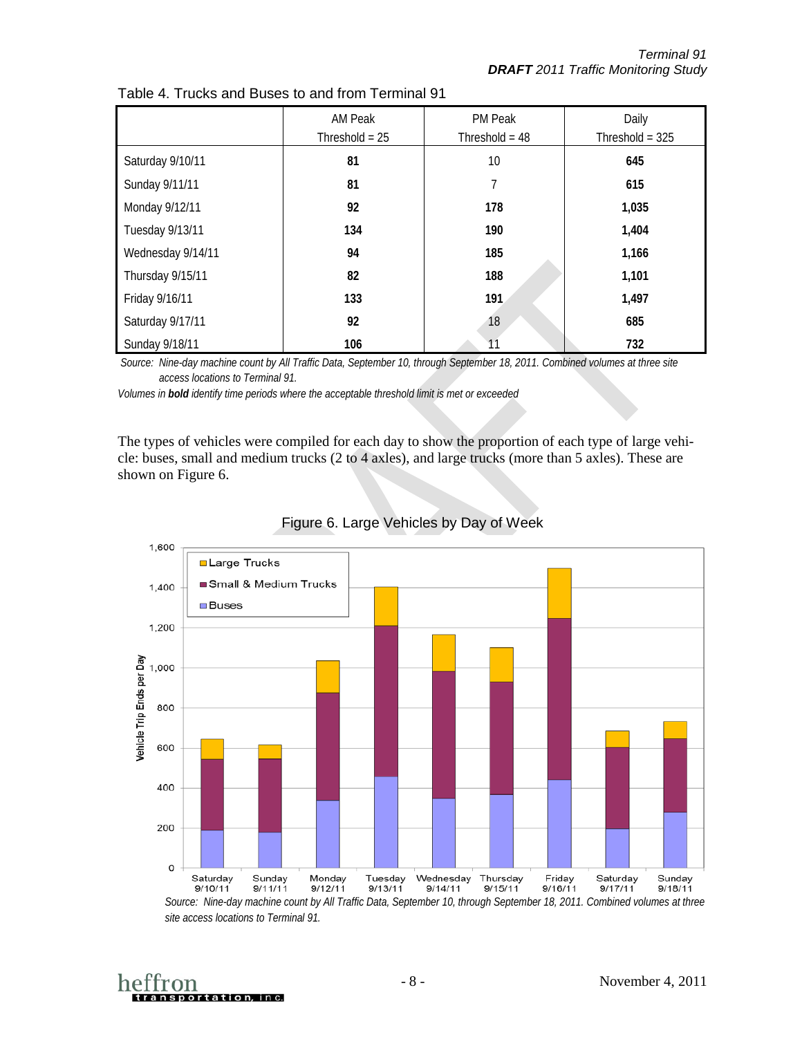Table 4. Trucks and Buses to and from Terminal 91

| | AM Peak<br>Threshold = 25 | PM Peak<br>Threshold = 48 | Daily<br>Threshold = 325 |
|---|---|---|---|
| Saturday 9/10/11 | **81** | 10 | **645** |
| Sunday 9/11/11 | **81** | 7 | **615** |
| Monday 9/12/11 | **92** | **178** | **1,035** |
| Tuesday 9/13/11 | **134** | **190** | **1,404** |
| Wednesday 9/14/11 | **94** | **185** | **1,166** |
| Thursday 9/15/11 | **82** | **188** | **1,101** |
| Friday 9/16/11 | **133** | **191** | **1,497** |
| Saturday 9/17/11 | **92** | 18 | **685** |
| Sunday 9/18/11 | **106** | 11 | **732** |

*Source: Nine-day machine count by All Traffic Data, September 10, through September 18, 2011. Combined volumes at three site access locations to Terminal 91.*

*Volumes in **bold** identify time periods where the acceptable threshold limit is met or exceeded*

The types of vehicles were compiled for each day to show the proportion of each type of large vehicle: buses, small and medium trucks (2 to 4 axles), and large trucks (more than 5 axles). These are shown on Figure 6.

Figure 6. Large Vehicles by Day of Week

*Source: Nine-day machine count by All Traffic Data, September 10, through September 18, 2011. Combined volumes at three site access locations to Terminal 91.*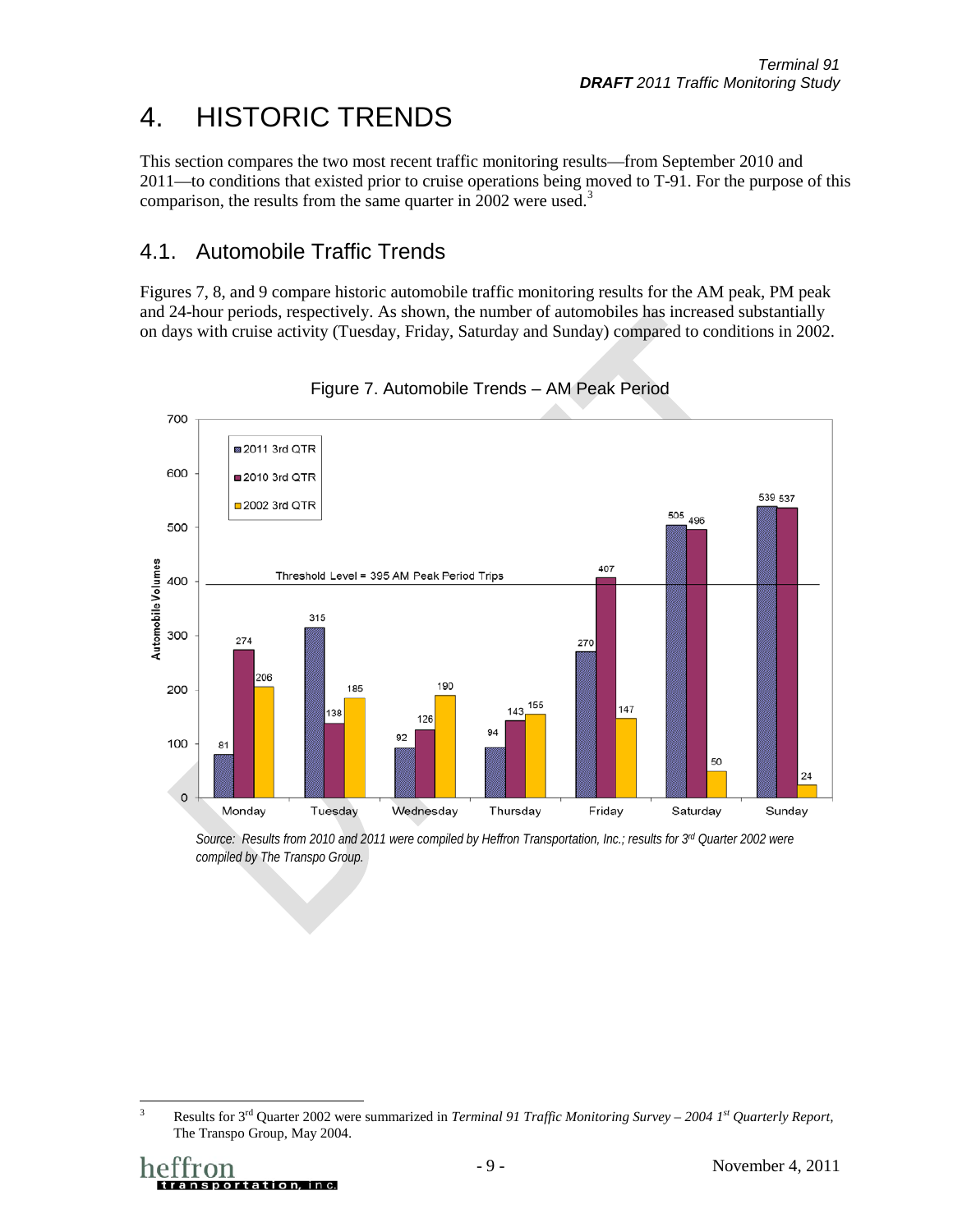# 4. HISTORIC TRENDS

This section compares the two most recent traffic monitoring results—from September 2010 and 2011—to conditions that existed prior to cruise operations being moved to T-91. For the purpose of this comparison, the results from the same quarter in 2002 were used.[3]

## 4.1. Automobile Traffic Trends

Figures 7, 8, and 9 compare historic automobile traffic monitoring results for the AM peak, PM peak and 24-hour periods, respectively. As shown, the number of automobiles has increased substantially on days with cruise activity (Tuesday, Friday, Saturday and Sunday) compared to conditions in 2002.

Figure 7. Automobile Trends – AM Peak Period

| Automobile Volumes | Monday | Tuesday | Wednesday | Thursday | Friday | Saturday | Sunday |
|---|---|---|---|---|---|---|---|
| 2011 3rd QTR | 81 | 315 | 92 | 94 | 270 | 505 | 539 |
| 2010 3rd QTR | 274 | 138 | 126 | 143 | 407 | 496 | 537 |
| 2002 3rd QTR | 206 | 185 | 190 | 155 | 147 | 50 | 24 |

Threshold Level = 395 AM Peak Period Trips

*Source: Results from 2010 and 2011 were compiled by Heffron Transportation, Inc.; results for 3rd Quarter 2002 were compiled by The Transpo Group.*

---

[3] Results for 3rd Quarter 2002 were summarized in *Terminal 91 Traffic Monitoring Survey – 2004 1st Quarterly Report*, The Transpo Group, May 2004.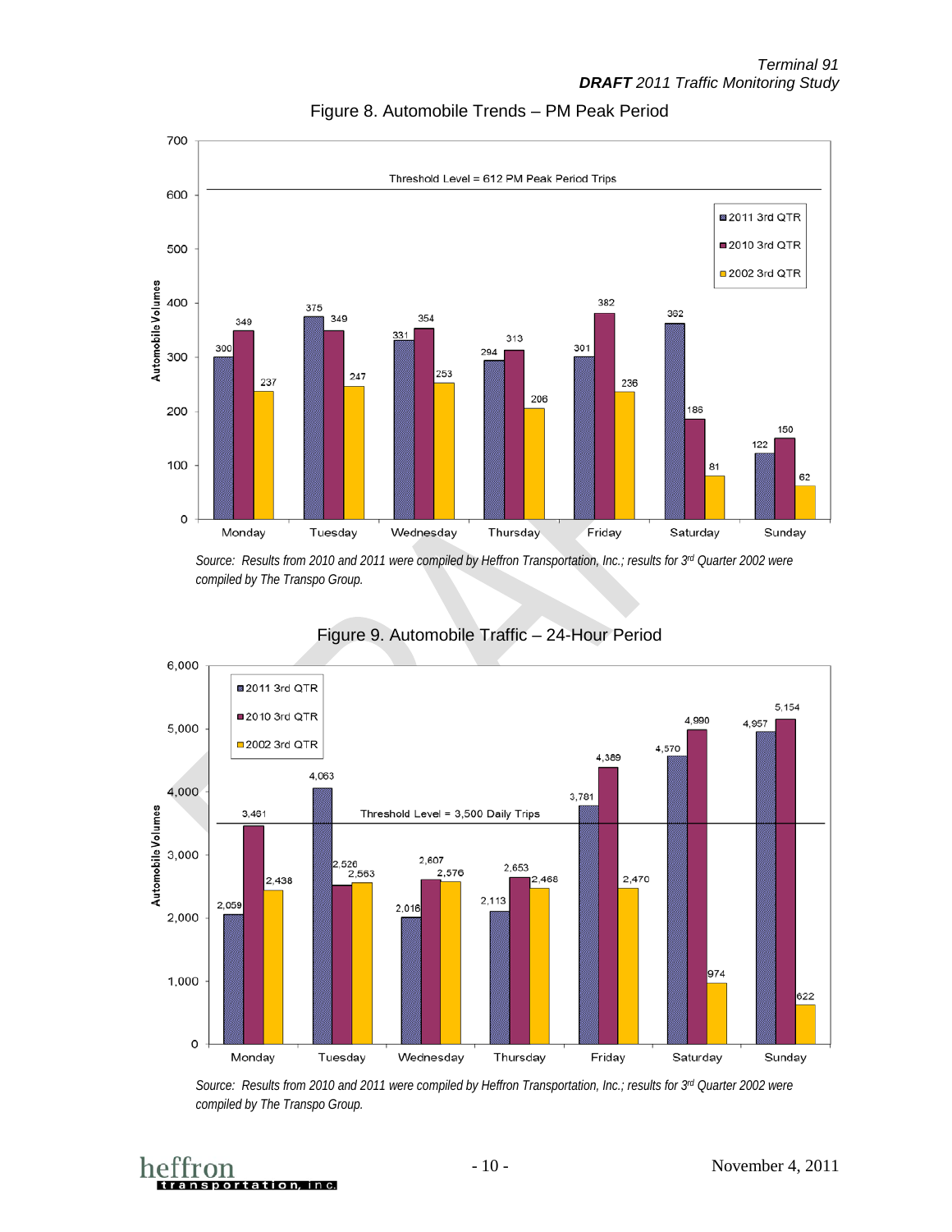## Figure 8. Automobile Trends – PM Peak Period

Threshold Level = 612 PM Peak Period Trips

| Day | 2011 3rd QTR | 2010 3rd QTR | 2002 3rd QTR |
|---|---|---|---|
| Monday | 300 | 349 | 237 |
| Tuesday | 375 | 349 | 247 |
| Wednesday | 331 | 354 | 253 |
| Thursday | 294 | 313 | 206 |
| Friday | 301 | 382 | 236 |
| Saturday | 362 | 186 | 81 |
| Sunday | 122 | 150 | 62 |

*Source: Results from 2010 and 2011 were compiled by Heffron Transportation, Inc.; results for 3rd Quarter 2002 were compiled by The Transpo Group.*

## Figure 9. Automobile Traffic – 24-Hour Period

Threshold Level = 3,500 Daily Trips

| Day | 2011 3rd QTR | 2010 3rd QTR | 2002 3rd QTR |
|---|---|---|---|
| Monday | 2,059 | 3,461 | 2,438 |
| Tuesday | 4,063 | 2,526 | 2,563 |
| Wednesday | 2,016 | 2,607 | 2,576 |
| Thursday | 2,113 | 2,653 | 2,468 |
| Friday | 3,781 | 4,389 | 2,470 |
| Saturday | 4,570 | 4,990 | 974 |
| Sunday | 4,957 | 5,154 | 622 |

*Source: Results from 2010 and 2011 were compiled by Heffron Transportation, Inc.; results for 3rd Quarter 2002 were compiled by The Transpo Group.*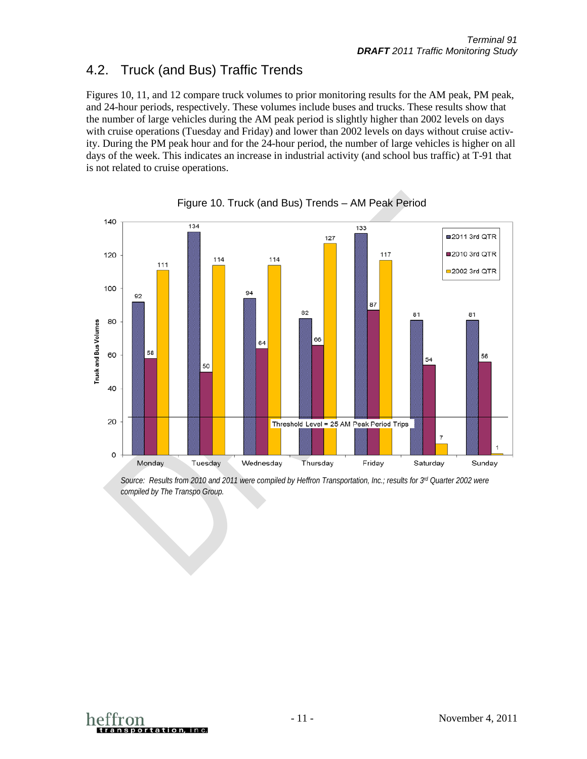## 4.2. Truck (and Bus) Traffic Trends

Figures 10, 11, and 12 compare truck volumes to prior monitoring results for the AM peak, PM peak, and 24-hour periods, respectively. These volumes include buses and trucks. These results show that the number of large vehicles during the AM peak period is slightly higher than 2002 levels on days with cruise operations (Tuesday and Friday) and lower than 2002 levels on days without cruise activity. During the PM peak hour and for the 24-hour period, the number of large vehicles is higher on all days of the week. This indicates an increase in industrial activity (and school bus traffic) at T-91 that is not related to cruise operations.

Figure 10. Truck (and Bus) Trends – AM Peak Period

| | Monday | Tuesday | Wednesday | Thursday | Friday | Saturday | Sunday |
|---|---|---|---|---|---|---|---|
| 2011 3rd QTR | 92 | 134 | 94 | 82 | 133 | 81 | 81 |
| 2010 3rd QTR | 58 | 50 | 64 | 66 | 87 | 54 | 56 |
| 2002 3rd QTR | 111 | 114 | 114 | 127 | 117 | 7 | 1 |

Threshold Level = 25 AM Peak Period Trips

*Source: Results from 2010 and 2011 were compiled by Heffron Transportation, Inc.; results for 3rd Quarter 2002 were compiled by The Transpo Group.*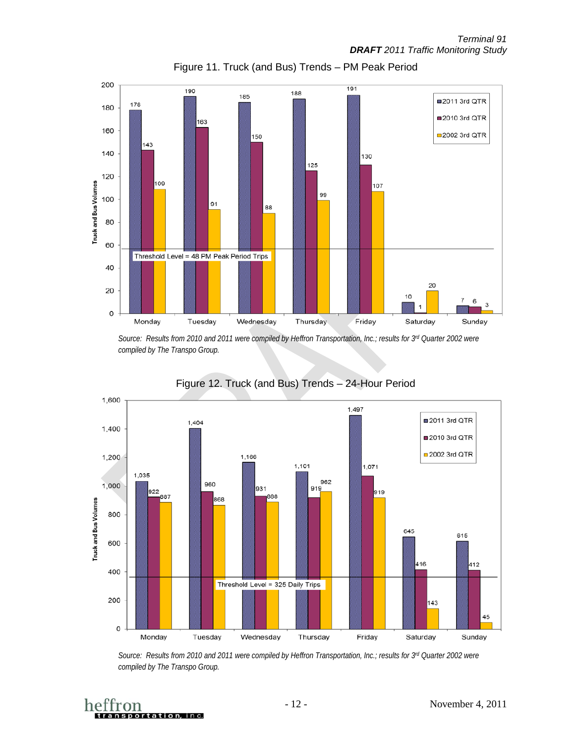Figure 11. Truck (and Bus) Trends – PM Peak Period

| | 2011 3rd QTR | 2010 3rd QTR | 2002 3rd QTR |
|---|---|---|---|
| Monday | 178 | 143 | 109 |
| Tuesday | 190 | 163 | 91 |
| Wednesday | 185 | 150 | 88 |
| Thursday | 188 | 125 | 99 |
| Friday | 191 | 130 | 107 |
| Saturday | 10 | 1 | 20 |
| Sunday | 7 | 6 | 3 |

Threshold Level = 48 PM Peak Period Trips

*Source: Results from 2010 and 2011 were compiled by Heffron Transportation, Inc.; results for 3rd Quarter 2002 were compiled by The Transpo Group.*

Figure 12. Truck (and Bus) Trends – 24-Hour Period

| | 2011 3rd QTR | 2010 3rd QTR | 2002 3rd QTR |
|---|---|---|---|
| Monday | 1,035 | 922 | 887 |
| Tuesday | 1,404 | 960 | 868 |
| Wednesday | 1,166 | 931 | 888 |
| Thursday | 1,101 | 919 | 962 |
| Friday | 1,497 | 1,071 | 919 |
| Saturday | 645 | 416 | 143 |
| Sunday | 615 | 412 | 45 |

Threshold Level = 325 Daily Trips

*Source: Results from 2010 and 2011 were compiled by Heffron Transportation, Inc.; results for 3rd Quarter 2002 were compiled by The Transpo Group.*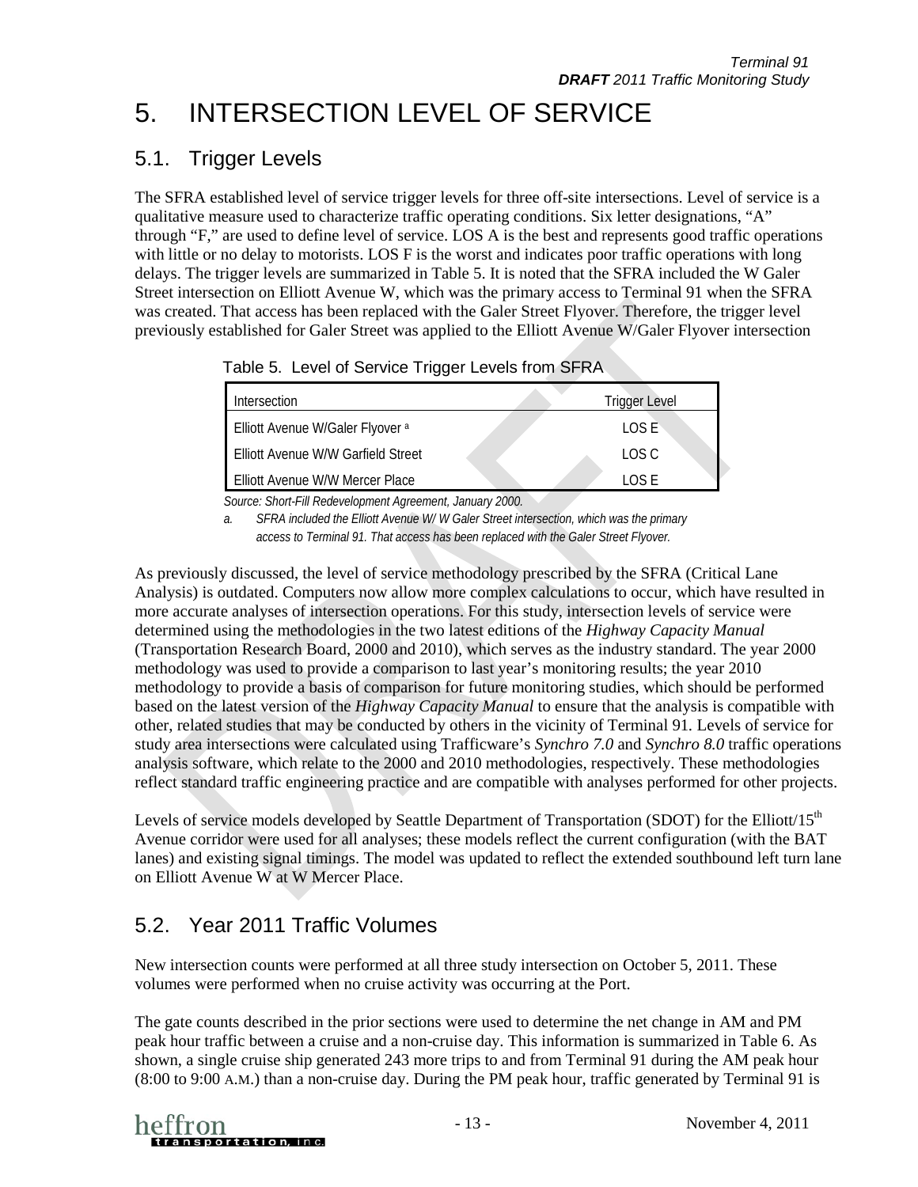# 5. INTERSECTION LEVEL OF SERVICE

## 5.1. Trigger Levels

The SFRA established level of service trigger levels for three off-site intersections. Level of service is a qualitative measure used to characterize traffic operating conditions. Six letter designations, "A" through "F," are used to define level of service. LOS A is the best and represents good traffic operations with little or no delay to motorists. LOS F is the worst and indicates poor traffic operations with long delays. The trigger levels are summarized in Table 5. It is noted that the SFRA included the W Galer Street intersection on Elliott Avenue W, which was the primary access to Terminal 91 when the SFRA was created. That access has been replaced with the Galer Street Flyover. Therefore, the trigger level previously established for Galer Street was applied to the Elliott Avenue W/Galer Flyover intersection

Table 5. Level of Service Trigger Levels from SFRA

| Intersection | Trigger Level |
|---|---|
| Elliott Avenue W/Galer Flyover [a] | LOS E |
| Elliott Avenue W/W Garfield Street | LOS C |
| Elliott Avenue W/W Mercer Place | LOS E |

*Source: Short-Fill Redevelopment Agreement, January 2000.*

*a. SFRA included the Elliott Avenue W/ W Galer Street intersection, which was the primary access to Terminal 91. That access has been replaced with the Galer Street Flyover.*

As previously discussed, the level of service methodology prescribed by the SFRA (Critical Lane Analysis) is outdated. Computers now allow more complex calculations to occur, which have resulted in more accurate analyses of intersection operations. For this study, intersection levels of service were determined using the methodologies in the two latest editions of the *Highway Capacity Manual* (Transportation Research Board, 2000 and 2010), which serves as the industry standard. The year 2000 methodology was used to provide a comparison to last year's monitoring results; the year 2010 methodology to provide a basis of comparison for future monitoring studies, which should be performed based on the latest version of the *Highway Capacity Manual* to ensure that the analysis is compatible with other, related studies that may be conducted by others in the vicinity of Terminal 91. Levels of service for study area intersections were calculated using Trafficware's *Synchro 7.0* and *Synchro 8.0* traffic operations analysis software, which relate to the 2000 and 2010 methodologies, respectively. These methodologies reflect standard traffic engineering practice and are compatible with analyses performed for other projects.

Levels of service models developed by Seattle Department of Transportation (SDOT) for the Elliott/15th Avenue corridor were used for all analyses; these models reflect the current configuration (with the BAT lanes) and existing signal timings. The model was updated to reflect the extended southbound left turn lane on Elliott Avenue W at W Mercer Place.

## 5.2. Year 2011 Traffic Volumes

New intersection counts were performed at all three study intersection on October 5, 2011. These volumes were performed when no cruise activity was occurring at the Port.

The gate counts described in the prior sections were used to determine the net change in AM and PM peak hour traffic between a cruise and a non-cruise day. This information is summarized in Table 6. As shown, a single cruise ship generated 243 more trips to and from Terminal 91 during the AM peak hour (8:00 to 9:00 A.M.) than a non-cruise day. During the PM peak hour, traffic generated by Terminal 91 is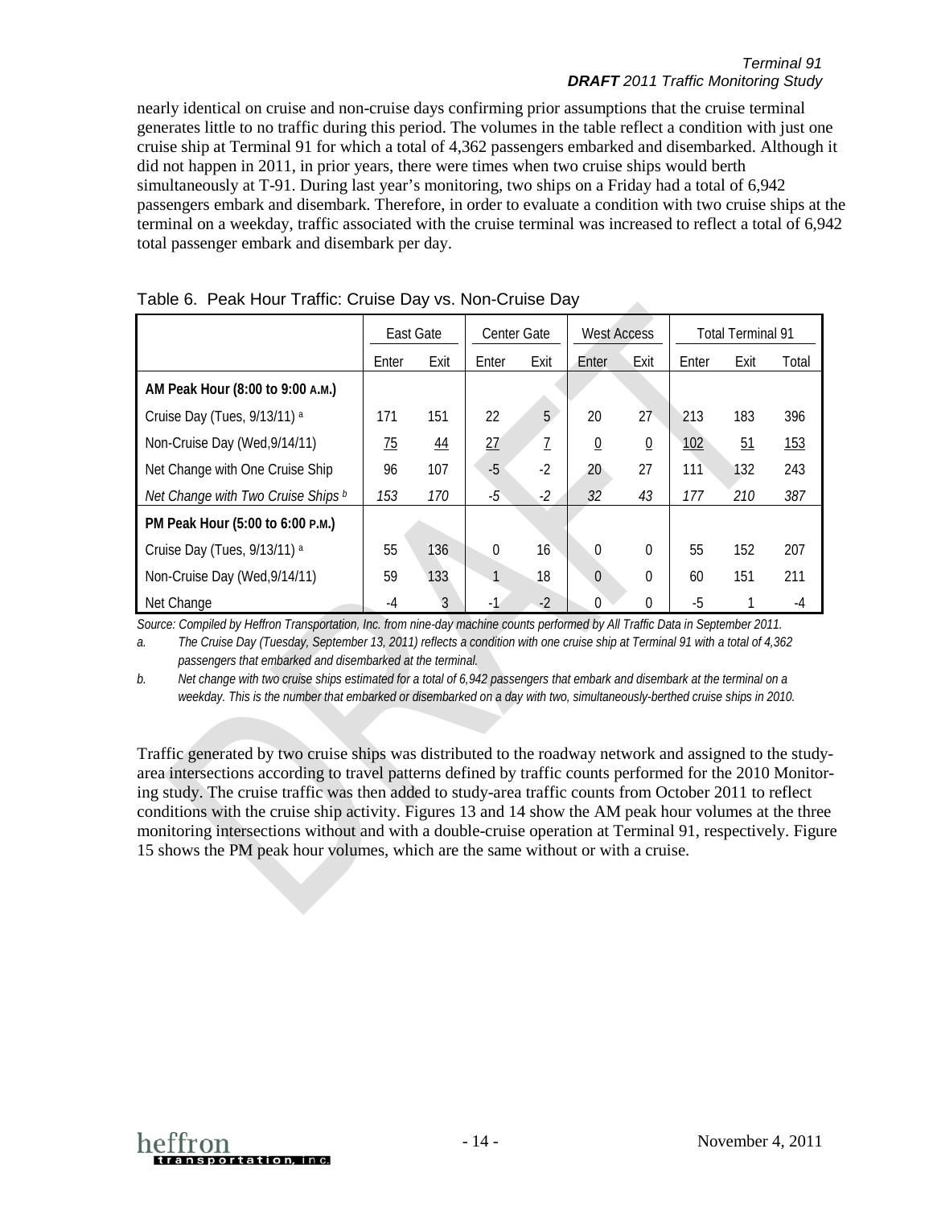nearly identical on cruise and non-cruise days confirming prior assumptions that the cruise terminal generates little to no traffic during this period. The volumes in the table reflect a condition with just one cruise ship at Terminal 91 for which a total of 4,362 passengers embarked and disembarked. Although it did not happen in 2011, in prior years, there were times when two cruise ships would berth simultaneously at T-91. During last year's monitoring, two ships on a Friday had a total of 6,942 passengers embark and disembark. Therefore, in order to evaluate a condition with two cruise ships at the terminal on a weekday, traffic associated with the cruise terminal was increased to reflect a total of 6,942 total passenger embark and disembark per day.

Table 6. Peak Hour Traffic: Cruise Day vs. Non-Cruise Day

| | East Gate | | Center Gate | | West Access | | Total Terminal 91 | | |
|---|---|---|---|---|---|---|---|---|---|
| | Enter | Exit | Enter | Exit | Enter | Exit | Enter | Exit | Total |
| **AM Peak Hour (8:00 to 9:00 A.M.)** | | | | | | | | | |
| Cruise Day (Tues, 9/13/11) [a] | 171 | 151 | 22 | 5 | 20 | 27 | 213 | 183 | 396 |
| Non-Cruise Day (Wed,9/14/11) | 75 | 44 | 27 | 7 | 0 | 0 | 102 | 51 | 153 |
| Net Change with One Cruise Ship | 96 | 107 | -5 | -2 | 20 | 27 | 111 | 132 | 243 |
| *Net Change with Two Cruise Ships* [b] | *153* | *170* | *-5* | *-2* | *32* | *43* | *177* | *210* | *387* |
| **PM Peak Hour (5:00 to 6:00 P.M.)** | | | | | | | | | |
| Cruise Day (Tues, 9/13/11) [a] | 55 | 136 | 0 | 16 | 0 | 0 | 55 | 152 | 207 |
| Non-Cruise Day (Wed,9/14/11) | 59 | 133 | 1 | 18 | 0 | 0 | 60 | 151 | 211 |
| Net Change | -4 | 3 | -1 | -2 | 0 | 0 | -5 | 1 | -4 |

*Source: Compiled by Heffron Transportation, Inc. from nine-day machine counts performed by All Traffic Data in September 2011.*

a. *The Cruise Day (Tuesday, September 13, 2011) reflects a condition with one cruise ship at Terminal 91 with a total of 4,362 passengers that embarked and disembarked at the terminal.*

b. *Net change with two cruise ships estimated for a total of 6,942 passengers that embark and disembark at the terminal on a weekday. This is the number that embarked or disembarked on a day with two, simultaneously-berthed cruise ships in 2010.*

Traffic generated by two cruise ships was distributed to the roadway network and assigned to the study-area intersections according to travel patterns defined by traffic counts performed for the 2010 Monitoring study. The cruise traffic was then added to study-area traffic counts from October 2011 to reflect conditions with the cruise ship activity. Figures 13 and 14 show the AM peak hour volumes at the three monitoring intersections without and with a double-cruise operation at Terminal 91, respectively. Figure 15 shows the PM peak hour volumes, which are the same without or with a cruise.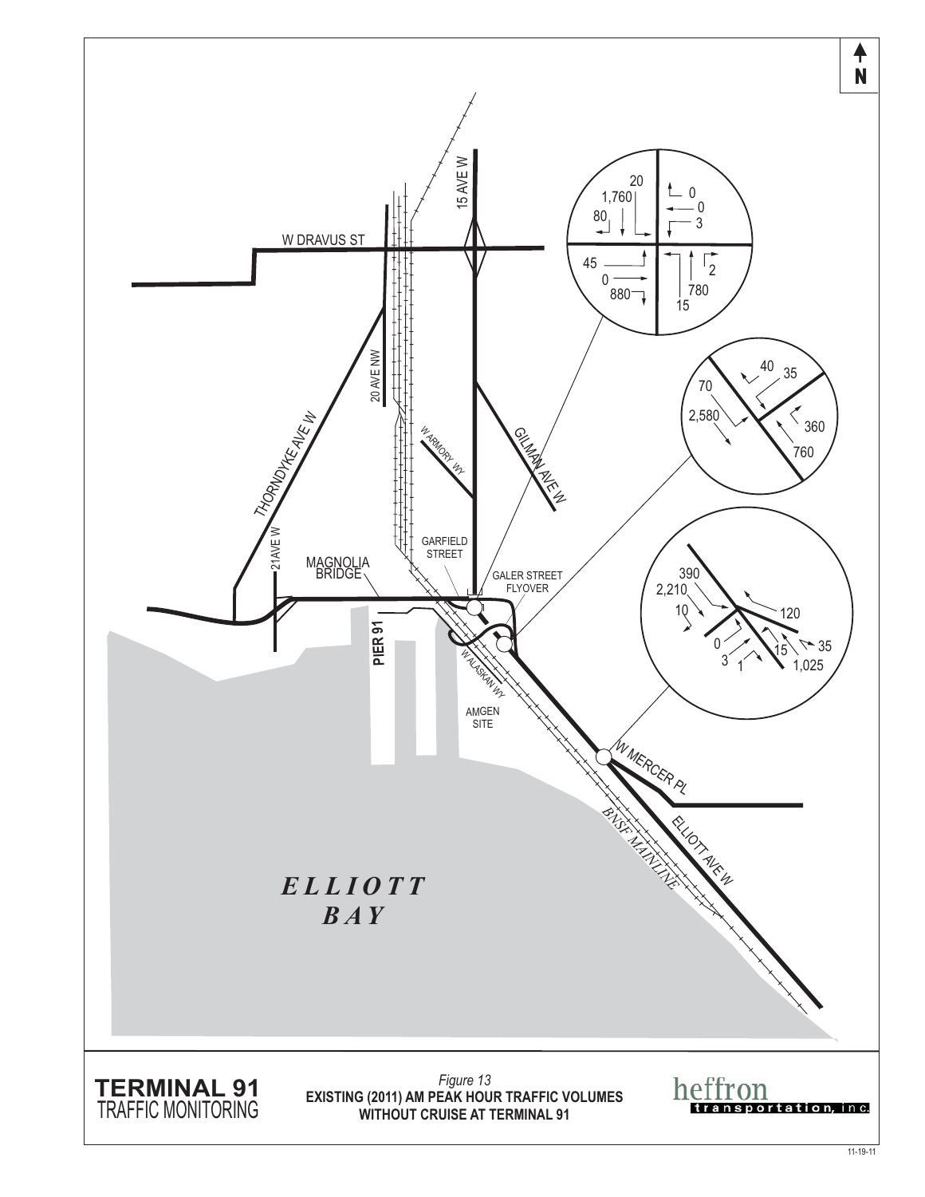TERMINAL 91
TRAFFIC MONITORING

*Figure 13*
**EXISTING (2011) AM PEAK HOUR TRAFFIC VOLUMES WITHOUT CRUISE AT TERMINAL 91**

heffron transportation, inc.

11-19-11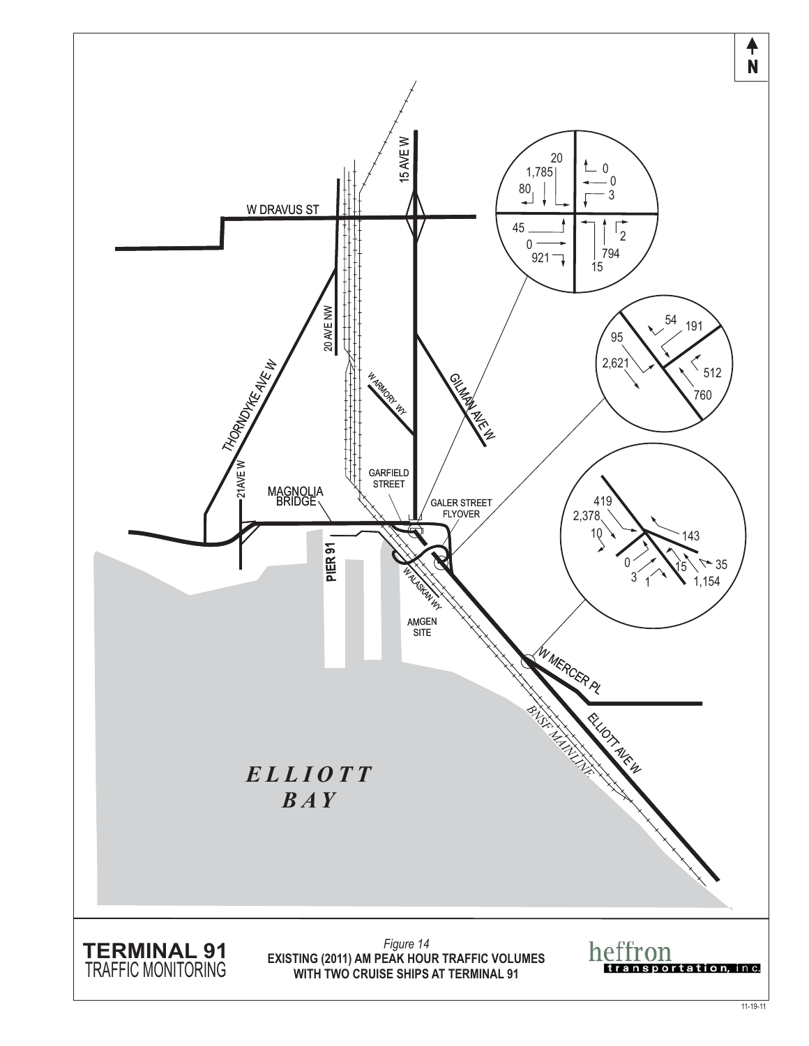N

W DRAVUS ST

15 AVE W

20 AVE NW

THORNDYKE AVE W

W ARMORY WY

GILMAN AVE W

21AVE W

MAGNOLIA BRIDGE

GARFIELD STREET

GALER STREET FLYOVER

PIER 91

W ALASKAN WY

AMGEN SITE

W MERCER PL

ELLIOTT AVE W

BNSF MAINLINE

*ELLIOTT BAY*

20
1,785
80
0
0
3
45
0
921
2
794
15

54
191
95
2,621
512
760

419
2,378
10
143
0
3
1
15
35
1,154

**TERMINAL 91**
TRAFFIC MONITORING

*Figure 14*
**EXISTING (2011) AM PEAK HOUR TRAFFIC VOLUMES WITH TWO CRUISE SHIPS AT TERMINAL 91**

heffron transportation, inc.

11-19-11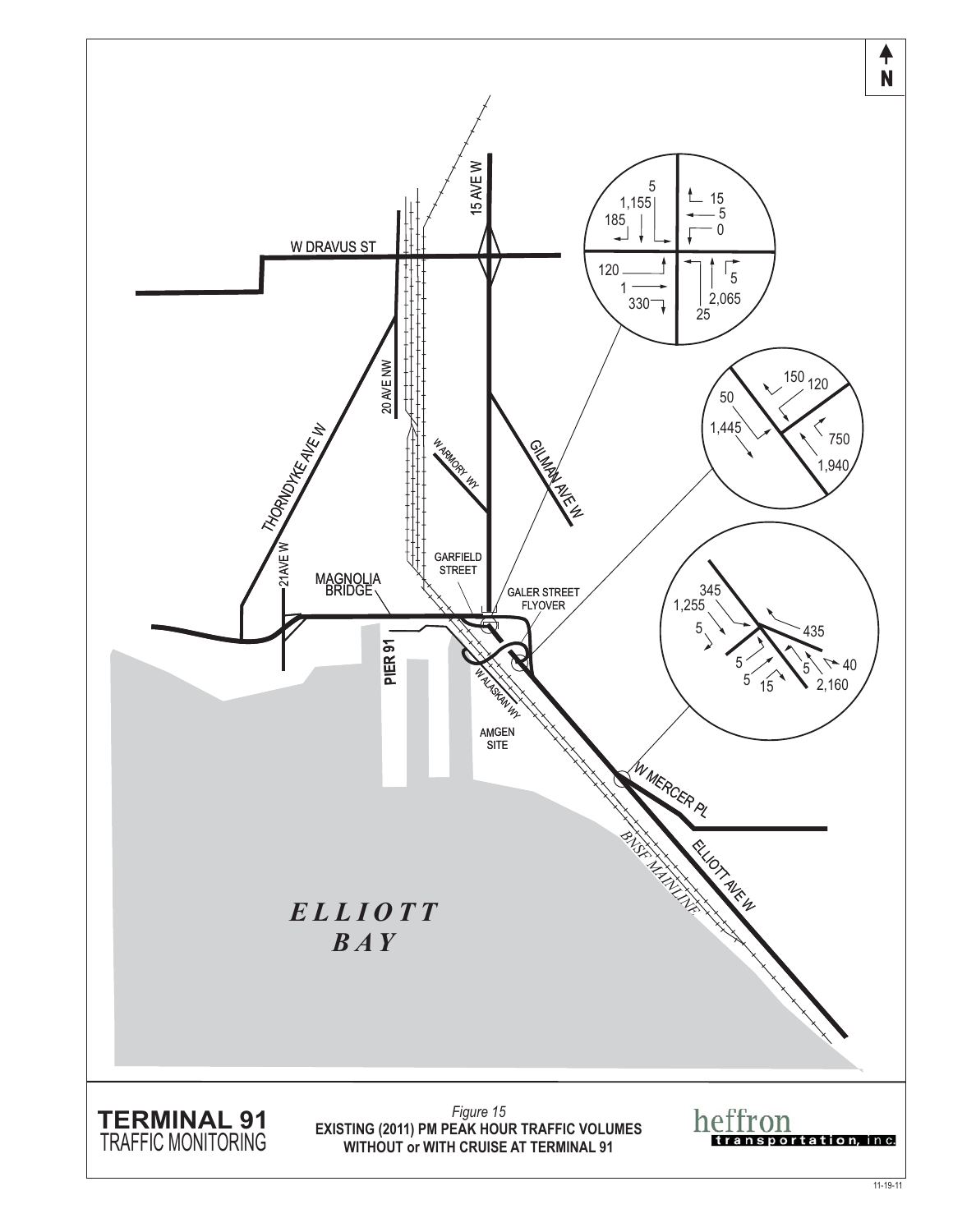N

W DRAVUS ST

15 AVE W

20 AVE NW

THORNDYKE AVE W

21AVE W

W ARMORY WY

GILMAN AVE W

GARFIELD STREET

GALER STREET FLYOVER

MAGNOLIA BRIDGE

PIER 91

W ALASKAN WY

AMGEN SITE

W MERCER PL

ELLIOTT AVE W

BNSF MAINLINE

*ELLIOTT BAY*

5
1,155
185
15
5
0
120
1
330
5
2,065
25

150
120
50
1,445
750
1,940

345
1,255
5
435
5
5
15
5
40
2,160

**TERMINAL 91**
TRAFFIC MONITORING

*Figure 15*
**EXISTING (2011) PM PEAK HOUR TRAFFIC VOLUMES WITHOUT or WITH CRUISE AT TERMINAL 91**

heffron transportation, inc.

11-19-11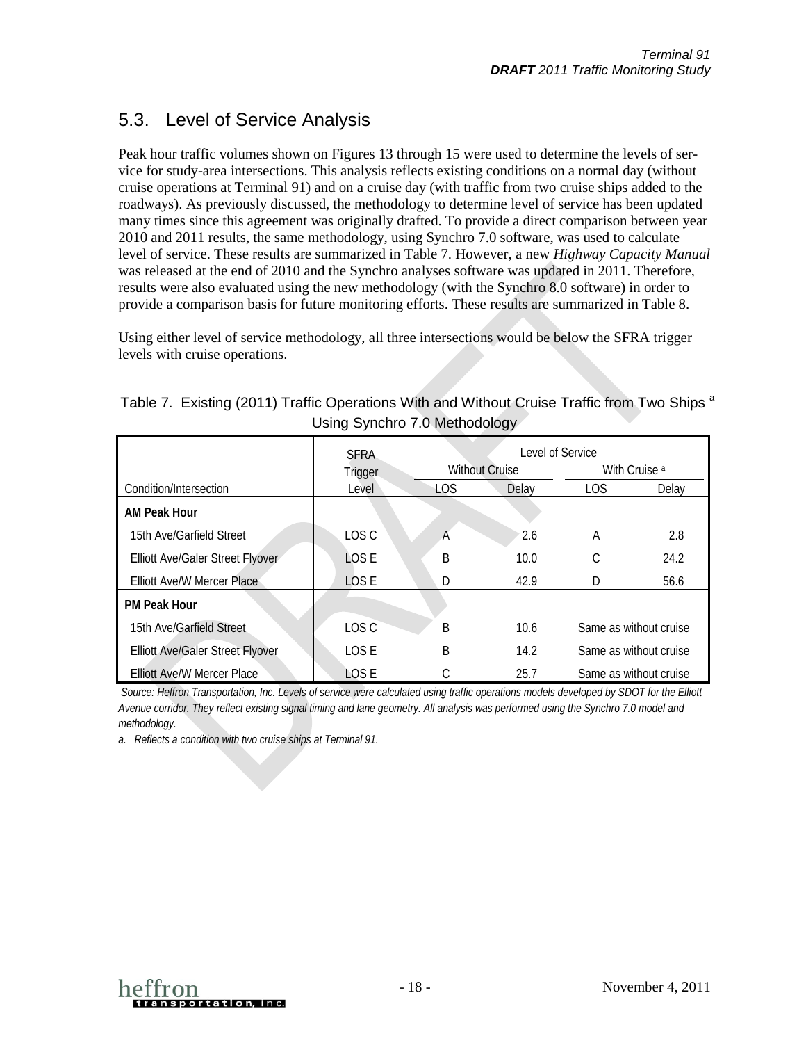## 5.3. Level of Service Analysis

Peak hour traffic volumes shown on Figures 13 through 15 were used to determine the levels of service for study-area intersections. This analysis reflects existing conditions on a normal day (without cruise operations at Terminal 91) and on a cruise day (with traffic from two cruise ships added to the roadways). As previously discussed, the methodology to determine level of service has been updated many times since this agreement was originally drafted. To provide a direct comparison between year 2010 and 2011 results, the same methodology, using Synchro 7.0 software, was used to calculate level of service. These results are summarized in Table 7. However, a new *Highway Capacity Manual* was released at the end of 2010 and the Synchro analyses software was updated in 2011. Therefore, results were also evaluated using the new methodology (with the Synchro 8.0 software) in order to provide a comparison basis for future monitoring efforts. These results are summarized in Table 8.

Using either level of service methodology, all three intersections would be below the SFRA trigger levels with cruise operations.

Table 7. Existing (2011) Traffic Operations With and Without Cruise Traffic from Two Ships [a] Using Synchro 7.0 Methodology

| Condition/Intersection | SFRA Trigger Level | Level of Service | | | |
|---|---|---|---|---|---|
| | | Without Cruise | | With Cruise [a] | |
| | | LOS | Delay | LOS | Delay |
| **AM Peak Hour** | | | | | |
| 15th Ave/Garfield Street | LOS C | A | 2.6 | A | 2.8 |
| Elliott Ave/Galer Street Flyover | LOS E | B | 10.0 | C | 24.2 |
| Elliott Ave/W Mercer Place | LOS E | D | 42.9 | D | 56.6 |
| **PM Peak Hour** | | | | | |
| 15th Ave/Garfield Street | LOS C | B | 10.6 | Same as without cruise | |
| Elliott Ave/Galer Street Flyover | LOS E | B | 14.2 | Same as without cruise | |
| Elliott Ave/W Mercer Place | LOS E | C | 25.7 | Same as without cruise | |

*Source: Heffron Transportation, Inc. Levels of service were calculated using traffic operations models developed by SDOT for the Elliott Avenue corridor. They reflect existing signal timing and lane geometry. All analysis was performed using the Synchro 7.0 model and methodology.*

*a. Reflects a condition with two cruise ships at Terminal 91.*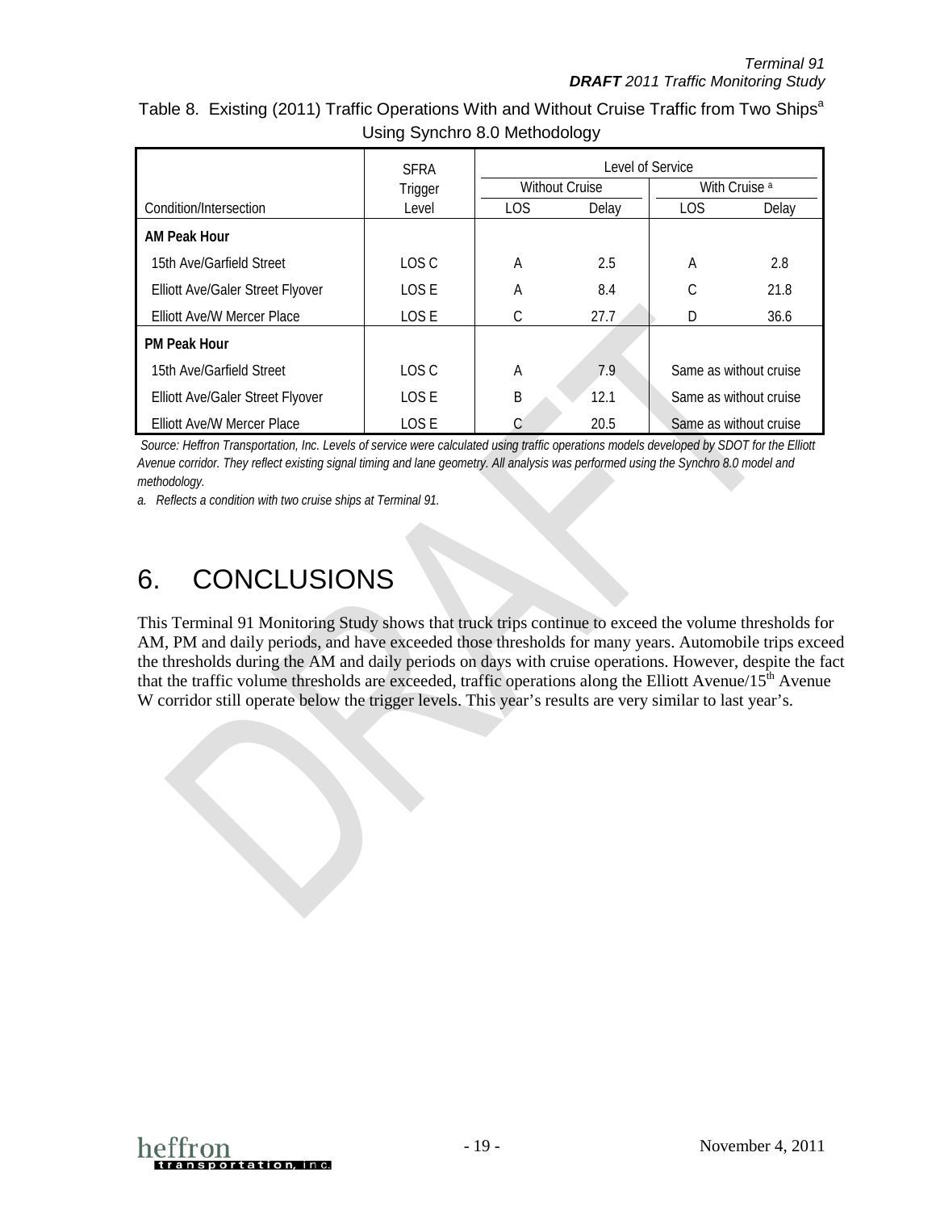Table 8. Existing (2011) Traffic Operations With and Without Cruise Traffic from Two Ships[a] Using Synchro 8.0 Methodology

| Condition/Intersection | SFRA Trigger Level | Level of Service | | | |
|---|---|---|---|---|---|
| | | Without Cruise | | With Cruise [a] | |
| | | LOS | Delay | LOS | Delay |
| **AM Peak Hour** | | | | | |
| 15th Ave/Garfield Street | LOS C | A | 2.5 | A | 2.8 |
| Elliott Ave/Galer Street Flyover | LOS E | A | 8.4 | C | 21.8 |
| Elliott Ave/W Mercer Place | LOS E | C | 27.7 | D | 36.6 |
| **PM Peak Hour** | | | | | |
| 15th Ave/Garfield Street | LOS C | A | 7.9 | Same as without cruise | |
| Elliott Ave/Galer Street Flyover | LOS E | B | 12.1 | Same as without cruise | |
| Elliott Ave/W Mercer Place | LOS E | C | 20.5 | Same as without cruise | |

*Source: Heffron Transportation, Inc. Levels of service were calculated using traffic operations models developed by SDOT for the Elliott Avenue corridor. They reflect existing signal timing and lane geometry. All analysis was performed using the Synchro 8.0 model and methodology.*

*a. Reflects a condition with two cruise ships at Terminal 91.*

# 6. CONCLUSIONS

This Terminal 91 Monitoring Study shows that truck trips continue to exceed the volume thresholds for AM, PM and daily periods, and have exceeded those thresholds for many years. Automobile trips exceed the thresholds during the AM and daily periods on days with cruise operations. However, despite the fact that the traffic volume thresholds are exceeded, traffic operations along the Elliott Avenue/15$^{th}$ Avenue W corridor still operate below the trigger levels. This year's results are very similar to last year's.